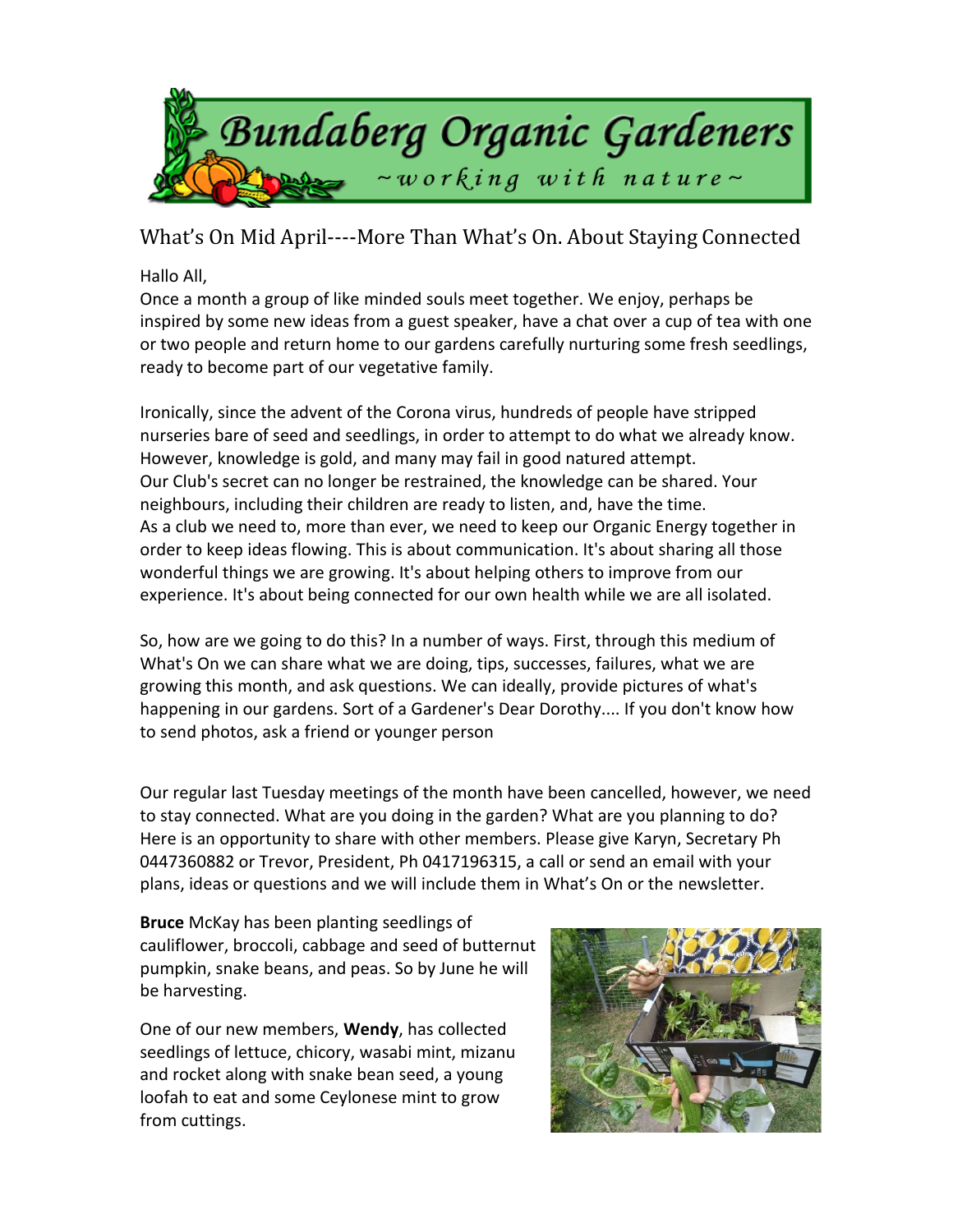# Bundaberg Organic Gardeners

*~working with nature~*

## What's On Mid April----More Than What's On. About Staying Connected

Hallo All,
Once a month a group of like minded souls meet together. We enjoy, perhaps be inspired by some new ideas from a guest speaker, have a chat over a cup of tea with one or two people and return home to our gardens carefully nurturing some fresh seedlings, ready to become part of our vegetative family.

Ironically, since the advent of the Corona virus, hundreds of people have stripped nurseries bare of seed and seedlings, in order to attempt to do what we already know. However, knowledge is gold, and many may fail in good natured attempt.
Our Club's secret can no longer be restrained, the knowledge can be shared. Your neighbours, including their children are ready to listen, and, have the time.
As a club we need to, more than ever, we need to keep our Organic Energy together in order to keep ideas flowing. This is about communication. It's about sharing all those wonderful things we are growing. It's about helping others to improve from our experience. It's about being connected for our own health while we are all isolated.

So, how are we going to do this? In a number of ways. First, through this medium of What's On we can share what we are doing, tips, successes, failures, what we are growing this month, and ask questions. We can ideally, provide pictures of what's happening in our gardens. Sort of a Gardener's Dear Dorothy.... If you don't know how to send photos, ask a friend or younger person

Our regular last Tuesday meetings of the month have been cancelled, however, we need to stay connected. What are you doing in the garden? What are you planning to do? Here is an opportunity to share with other members. Please give Karyn, Secretary Ph 0447360882 or Trevor, President, Ph 0417196315, a call or send an email with your plans, ideas or questions and we will include them in What's On or the newsletter.

**Bruce** McKay has been planting seedlings of cauliflower, broccoli, cabbage and seed of butternut pumpkin, snake beans, and peas. So by June he will be harvesting.

One of our new members, **Wendy**, has collected seedlings of lettuce, chicory, wasabi mint, mizanu and rocket along with snake bean seed, a young loofah to eat and some Ceylonese mint to grow from cuttings.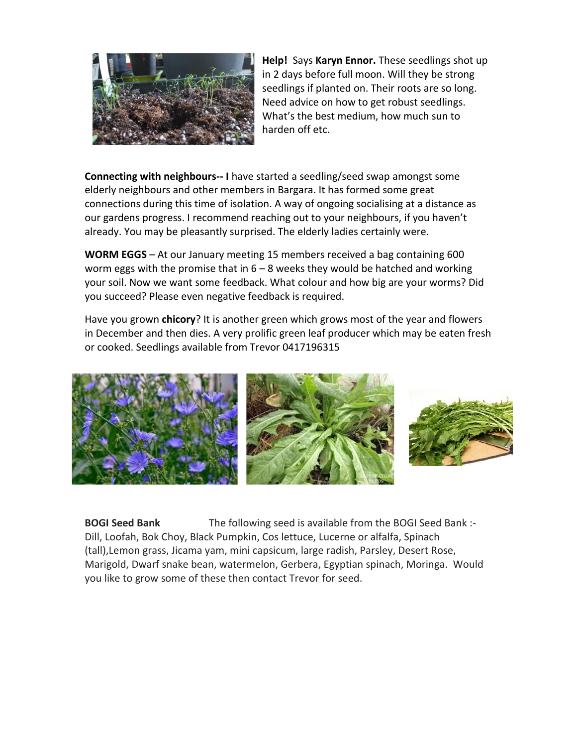**Help!** Says **Karyn Ennor.** These seedlings shot up in 2 days before full moon. Will they be strong seedlings if planted on. Their roots are so long. Need advice on how to get robust seedlings. What's the best medium, how much sun to harden off etc.

**Connecting with neighbours-- I** have started a seedling/seed swap amongst some elderly neighbours and other members in Bargara. It has formed some great connections during this time of isolation. A way of ongoing socialising at a distance as our gardens progress. I recommend reaching out to your neighbours, if you haven't already. You may be pleasantly surprised. The elderly ladies certainly were.

**WORM EGGS** – At our January meeting 15 members received a bag containing 600 worm eggs with the promise that in 6 – 8 weeks they would be hatched and working your soil. Now we want some feedback. What colour and how big are your worms? Did you succeed? Please even negative feedback is required.

Have you grown **chicory**? It is another green which grows most of the year and flowers in December and then dies. A very prolific green leaf producer which may be eaten fresh or cooked. Seedlings available from Trevor 0417196315

**BOGI Seed Bank** The following seed is available from the BOGI Seed Bank :- Dill, Loofah, Bok Choy, Black Pumpkin, Cos lettuce, Lucerne or alfalfa, Spinach (tall),Lemon grass, Jicama yam, mini capsicum, large radish, Parsley, Desert Rose, Marigold, Dwarf snake bean, watermelon, Gerbera, Egyptian spinach, Moringa. Would you like to grow some of these then contact Trevor for seed.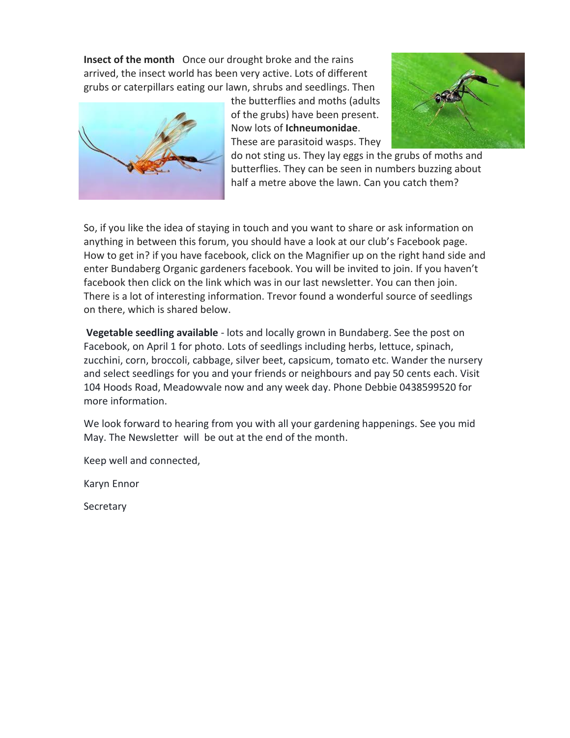**Insect of the month** Once our drought broke and the rains arrived, the insect world has been very active. Lots of different grubs or caterpillars eating our lawn, shrubs and seedlings. Then the butterflies and moths (adults of the grubs) have been present. Now lots of **Ichneumonidae**. These are parasitoid wasps. They do not sting us. They lay eggs in the grubs of moths and butterflies. They can be seen in numbers buzzing about half a metre above the lawn. Can you catch them?

So, if you like the idea of staying in touch and you want to share or ask information on anything in between this forum, you should have a look at our club's Facebook page. How to get in? if you have facebook, click on the Magnifier up on the right hand side and enter Bundaberg Organic gardeners facebook. You will be invited to join. If you haven't facebook then click on the link which was in our last newsletter. You can then join. There is a lot of interesting information. Trevor found a wonderful source of seedlings on there, which is shared below.

**Vegetable seedling available** - lots and locally grown in Bundaberg. See the post on Facebook, on April 1 for photo. Lots of seedlings including herbs, lettuce, spinach, zucchini, corn, broccoli, cabbage, silver beet, capsicum, tomato etc. Wander the nursery and select seedlings for you and your friends or neighbours and pay 50 cents each. Visit 104 Hoods Road, Meadowvale now and any week day. Phone Debbie 0438599520 for more information.

We look forward to hearing from you with all your gardening happenings. See you mid May. The Newsletter will be out at the end of the month.

Keep well and connected,

Karyn Ennor

Secretary